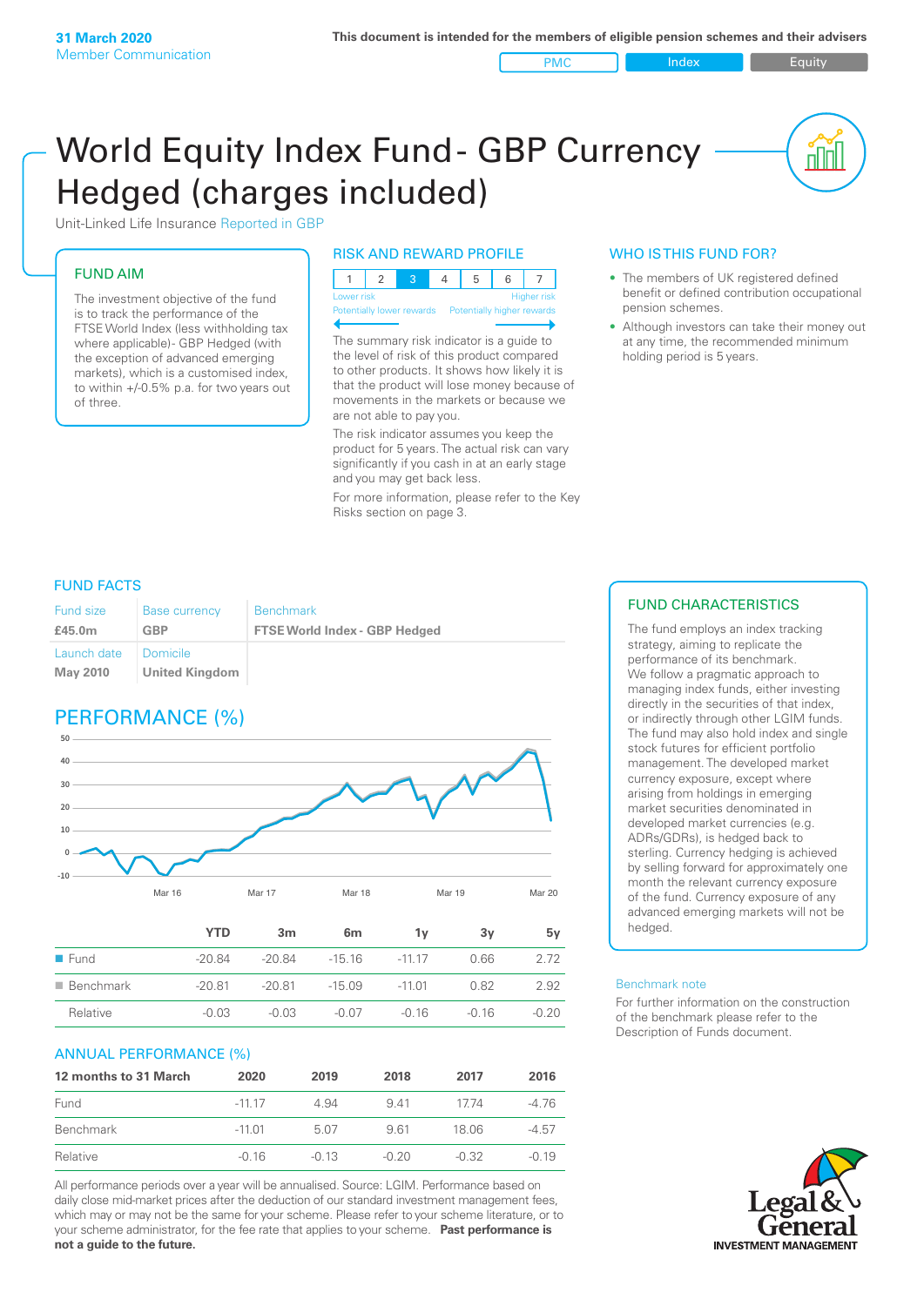31 March 2020
Member Communication

This document is intended for the members of eligible pension schemes and their advisers

PMC | Index | Equity

# World Equity Index Fund - GBP Currency Hedged (charges included)

Unit-Linked Life Insurance Reported in GBP

## FUND AIM

The investment objective of the fund is to track the performance of the FTSE World Index (less withholding tax where applicable)- GBP Hedged (with the exception of advanced emerging markets), which is a customised index, to within +/-0.5% p.a. for two years out of three.

## RISK AND REWARD PROFILE

| 1 | 2 | 3 | 4 | 5 | 6 | 7 |
|---|---|---|---|---|---|---|

Lower risk — Higher risk
Potentially lower rewards — Potentially higher rewards

The summary risk indicator is a guide to the level of risk of this product compared to other products. It shows how likely it is that the product will lose money because of movements in the markets or because we are not able to pay you.

The risk indicator assumes you keep the product for 5 years. The actual risk can vary significantly if you cash in at an early stage and you may get back less.

For more information, please refer to the Key Risks section on page 3.

## WHO IS THIS FUND FOR?

- The members of UK registered defined benefit or defined contribution occupational pension schemes.
- Although investors can take their money out at any time, the recommended minimum holding period is 5 years.

## FUND FACTS

| Fund size | Base currency | Benchmark |
|---|---|---|
| £45.0m | GBP | FTSE World Index - GBP Hedged |
| Launch date | Domicile | |
| May 2010 | United Kingdom | |

## PERFORMANCE (%)

| | YTD | 3m | 6m | 1y | 3y | 5y |
|---|---|---|---|---|---|---|
| Fund | -20.84 | -20.84 | -15.16 | -11.17 | 0.66 | 2.72 |
| Benchmark | -20.81 | -20.81 | -15.09 | -11.01 | 0.82 | 2.92 |
| Relative | -0.03 | -0.03 | -0.07 | -0.16 | -0.16 | -0.20 |

## ANNUAL PERFORMANCE (%)

| 12 months to 31 March | 2020 | 2019 | 2018 | 2017 | 2016 |
|---|---|---|---|---|---|
| Fund | -11.17 | 4.94 | 9.41 | 17.74 | -4.76 |
| Benchmark | -11.01 | 5.07 | 9.61 | 18.06 | -4.57 |
| Relative | -0.16 | -0.13 | -0.20 | -0.32 | -0.19 |

All performance periods over a year will be annualised. Source: LGIM. Performance based on daily close mid-market prices after the deduction of our standard investment management fees, which may or may not be the same for your scheme. Please refer to your scheme literature, or to your scheme administrator, for the fee rate that applies to your scheme. **Past performance is not a guide to the future.**

## FUND CHARACTERISTICS

The fund employs an index tracking strategy, aiming to replicate the performance of its benchmark. We follow a pragmatic approach to managing index funds, either investing directly in the securities of that index, or indirectly through other LGIM funds. The fund may also hold index and single stock futures for efficient portfolio management. The developed market currency exposure, except where arising from holdings in emerging market securities denominated in developed market currencies (e.g. ADRs/GDRs), is hedged back to sterling. Currency hedging is achieved by selling forward for approximately one month the relevant currency exposure of the fund. Currency exposure of any advanced emerging markets will not be hedged.

### Benchmark note

For further information on the construction of the benchmark please refer to the Description of Funds document.

Legal & General
INVESTMENT MANAGEMENT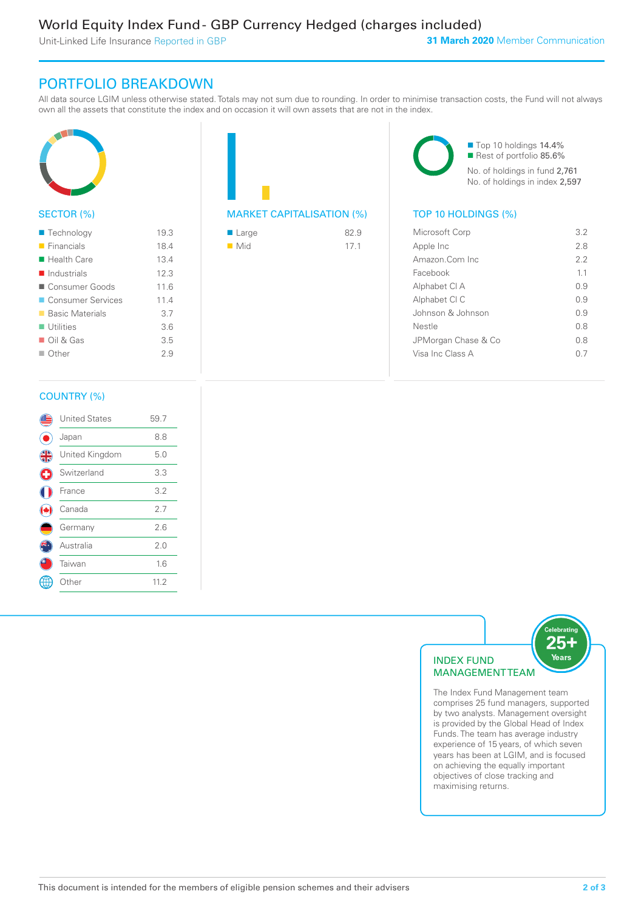# World Equity Index Fund - GBP Currency Hedged (charges included)

Unit-Linked Life Insurance Reported in GBP

**31 March 2020** Member Communication

## PORTFOLIO BREAKDOWN

All data source LGIM unless otherwise stated. Totals may not sum due to rounding. In order to minimise transaction costs, the Fund will not always own all the assets that constitute the index and on occasion it will own assets that are not in the index.

### SECTOR (%)

| Sector | % |
|---|---|
| Technology | 19.3 |
| Financials | 18.4 |
| Health Care | 13.4 |
| Industrials | 12.3 |
| Consumer Goods | 11.6 |
| Consumer Services | 11.4 |
| Basic Materials | 3.7 |
| Utilities | 3.6 |
| Oil & Gas | 3.5 |
| Other | 2.9 |

### MARKET CAPITALISATION (%)

| Market Capitalisation | % |
|---|---|
| Large | 82.9 |
| Mid | 17.1 |

Top 10 holdings 14.4%
Rest of portfolio 85.6%
No. of holdings in fund 2,761
No. of holdings in index 2,597

### TOP 10 HOLDINGS (%)

| Holding | % |
|---|---|
| Microsoft Corp | 3.2 |
| Apple Inc | 2.8 |
| Amazon.Com Inc | 2.2 |
| Facebook | 1.1 |
| Alphabet Cl A | 0.9 |
| Alphabet Cl C | 0.9 |
| Johnson & Johnson | 0.9 |
| Nestle | 0.8 |
| JPMorgan Chase & Co | 0.8 |
| Visa Inc Class A | 0.7 |

### COUNTRY (%)

| Country | % |
|---|---|
| United States | 59.7 |
| Japan | 8.8 |
| United Kingdom | 5.0 |
| Switzerland | 3.3 |
| France | 3.2 |
| Canada | 2.7 |
| Germany | 2.6 |
| Australia | 2.0 |
| Taiwan | 1.6 |
| Other | 11.2 |

### INDEX FUND MANAGEMENT TEAM

Celebrating 25+ Years

The Index Fund Management team comprises 25 fund managers, supported by two analysts. Management oversight is provided by the Global Head of Index Funds. The team has average industry experience of 15 years, of which seven years has been at LGIM, and is focused on achieving the equally important objectives of close tracking and maximising returns.

This document is intended for the members of eligible pension schemes and their advisers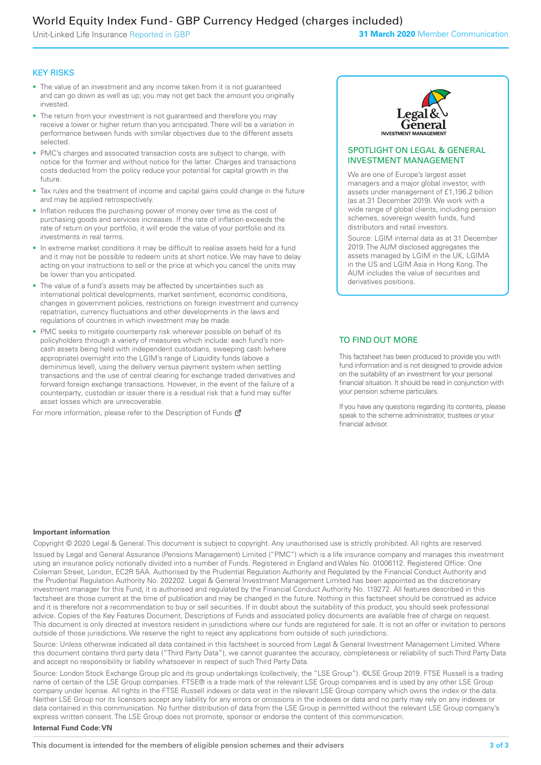## KEY RISKS

- The value of an investment and any income taken from it is not guaranteed and can go down as well as up; you may not get back the amount you originally invested.
- The return from your investment is not guaranteed and therefore you may receive a lower or higher return than you anticipated. There will be a variation in performance between funds with similar objectives due to the different assets selected.
- PMC's charges and associated transaction costs are subject to change, with notice for the former and without notice for the latter. Charges and transactions costs deducted from the policy reduce your potential for capital growth in the future.
- Tax rules and the treatment of income and capital gains could change in the future and may be applied retrospectively.
- Inflation reduces the purchasing power of money over time as the cost of purchasing goods and services increases. If the rate of inflation exceeds the rate of return on your portfolio, it will erode the value of your portfolio and its investments in real terms.
- In extreme market conditions it may be difficult to realise assets held for a fund and it may not be possible to redeem units at short notice. We may have to delay acting on your instructions to sell or the price at which you cancel the units may be lower than you anticipated.
- The value of a fund's assets may be affected by uncertainties such as international political developments, market sentiment, economic conditions, changes in government policies, restrictions on foreign investment and currency repatriation, currency fluctuations and other developments in the laws and regulations of countries in which investment may be made.
- PMC seeks to mitigate counterparty risk wherever possible on behalf of its policyholders through a variety of measures which include: each fund's non-cash assets being held with independent custodians, sweeping cash (where appropriate) overnight into the LGIM's range of Liquidity funds (above a deminimus level), using the delivery versus payment system when settling transactions and the use of central clearing for exchange traded derivatives and forward foreign exchange transactions. However, in the event of the failure of a counterparty, custodian or issuer there is a residual risk that a fund may suffer asset losses which are unrecoverable.

For more information, please refer to the Description of Funds

## SPOTLIGHT ON LEGAL & GENERAL INVESTMENT MANAGEMENT

We are one of Europe's largest asset managers and a major global investor, with assets under management of £1,196.2 billion (as at 31 December 2019). We work with a wide range of global clients, including pension schemes, sovereign wealth funds, fund distributors and retail investors.

Source: LGIM internal data as at 31 December 2019. The AUM disclosed aggregates the assets managed by LGIM in the UK, LGIMA in the US and LGIM Asia in Hong Kong. The AUM includes the value of securities and derivatives positions.

## TO FIND OUT MORE

This factsheet has been produced to provide you with fund information and is not designed to provide advice on the suitability of an investment for your personal financial situation. It should be read in conjunction with your pension scheme particulars.

If you have any questions regarding its contents, please speak to the scheme administrator, trustees or your financial advisor.

**Important information**

Copyright © 2020 Legal & General. This document is subject to copyright. Any unauthorised use is strictly prohibited. All rights are reserved.

Issued by Legal and General Assurance (Pensions Management) Limited ("PMC") which is a life insurance company and manages this investment using an insurance policy notionally divided into a number of Funds. Registered in England and Wales No. 01006112. Registered Office: One Coleman Street, London, EC2R 5AA. Authorised by the Prudential Regulation Authority and Regulated by the Financial Conduct Authority and the Prudential Regulation Authority No. 202202. Legal & General Investment Management Limited has been appointed as the discretionary investment manager for this Fund, it is authorised and regulated by the Financial Conduct Authority No. 119272. All features described in this factsheet are those current at the time of publication and may be changed in the future. Nothing in this factsheet should be construed as advice and it is therefore not a recommendation to buy or sell securities. If in doubt about the suitability of this product, you should seek professional advice. Copies of the Key Features Document, Descriptions of Funds and associated policy documents are available free of charge on request. This document is only directed at investors resident in jurisdictions where our funds are registered for sale. It is not an offer or invitation to persons outside of those jurisdictions. We reserve the right to reject any applications from outside of such jurisdictions.

Source: Unless otherwise indicated all data contained in this factsheet is sourced from Legal & General Investment Management Limited. Where this document contains third party data ("Third Party Data"), we cannot guarantee the accuracy, completeness or reliability of such Third Party Data and accept no responsibility or liability whatsoever in respect of such Third Party Data.

Source: London Stock Exchange Group plc and its group undertakings (collectively, the "LSE Group"). ©LSE Group 2019. FTSE Russell is a trading name of certain of the LSE Group companies. FTSE® is a trade mark of the relevant LSE Group companies and is used by any other LSE Group company under license. All rights in the FTSE Russell indexes or data vest in the relevant LSE Group company which owns the index or the data. Neither LSE Group nor its licensors accept any liability for any errors or omissions in the indexes or data and no party may rely on any indexes or data contained in this communication. No further distribution of data from the LSE Group is permitted without the relevant LSE Group company's express written consent. The LSE Group does not promote, sponsor or endorse the content of this communication.

**Internal Fund Code: VN**

This document is intended for the members of eligible pension schemes and their advisers